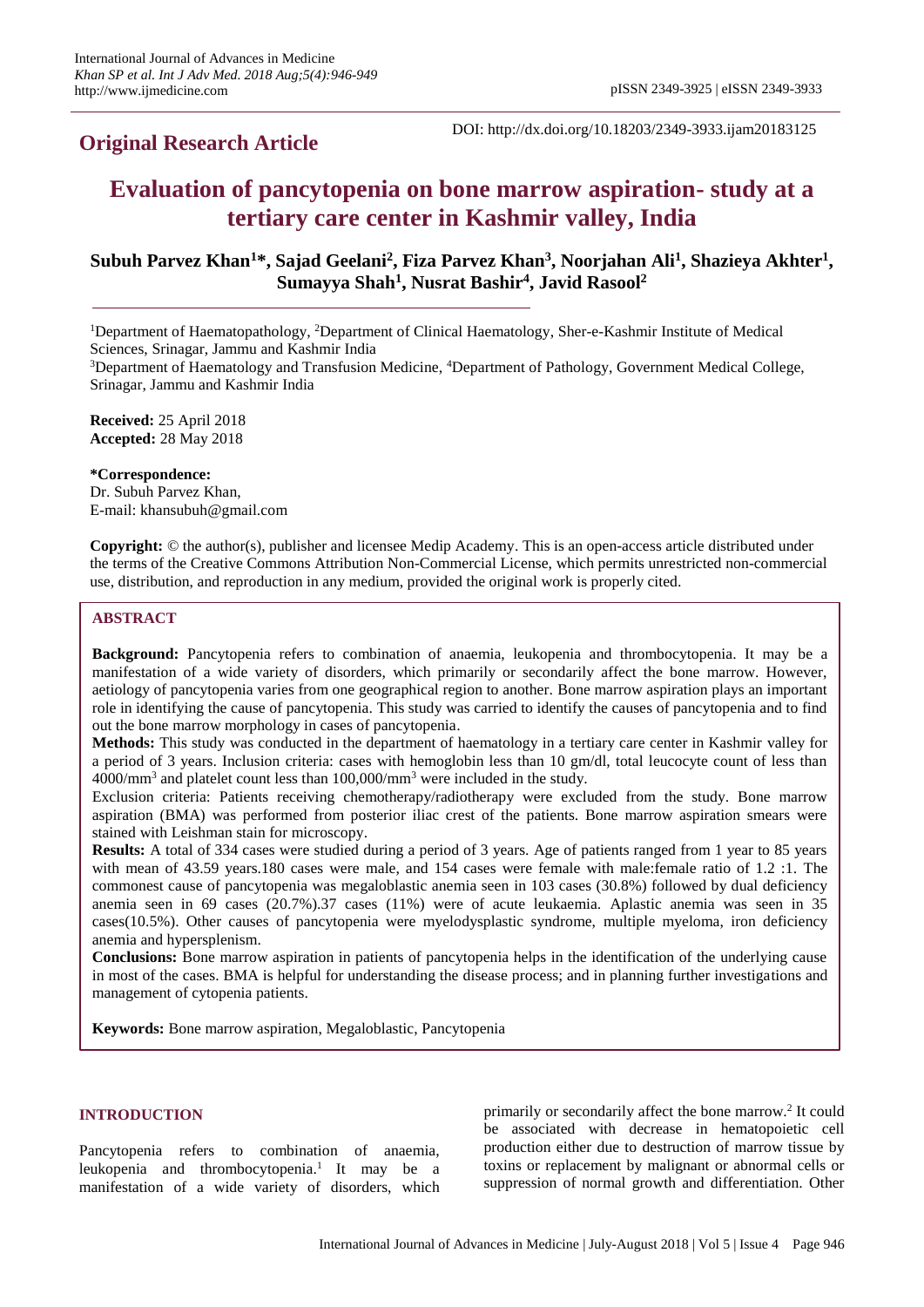## Original Research Article

DOI: http://dx.doi.org/10.18203/2349-3933.ijam20183125

# Evaluation of pancytopenia on bone marrow aspiration- study at a tertiary care center in Kashmir valley, India

**Subuh Parvez Khan[1]\*, Sajad Geelani[2], Fiza Parvez Khan[3], Noorjahan Ali[1], Shazieya Akhter[1], Sumayya Shah[1], Nusrat Bashir[4], Javid Rasool[2]**

[1]Department of Haematopathology, [2]Department of Clinical Haematology, Sher-e-Kashmir Institute of Medical Sciences, Srinagar, Jammu and Kashmir India

[3]Department of Haematology and Transfusion Medicine, [4]Department of Pathology, Government Medical College, Srinagar, Jammu and Kashmir India

**Received:** 25 April 2018
**Accepted:** 28 May 2018

**\*Correspondence:**
Dr. Subuh Parvez Khan,
E-mail: khansubuh@gmail.com

**Copyright:** © the author(s), publisher and licensee Medip Academy. This is an open-access article distributed under the terms of the Creative Commons Attribution Non-Commercial License, which permits unrestricted non-commercial use, distribution, and reproduction in any medium, provided the original work is properly cited.

## ABSTRACT

**Background:** Pancytopenia refers to combination of anaemia, leukopenia and thrombocytopenia. It may be a manifestation of a wide variety of disorders, which primarily or secondarily affect the bone marrow. However, aetiology of pancytopenia varies from one geographical region to another. Bone marrow aspiration plays an important role in identifying the cause of pancytopenia. This study was carried to identify the causes of pancytopenia and to find out the bone marrow morphology in cases of pancytopenia.

**Methods:** This study was conducted in the department of haematology in a tertiary care center in Kashmir valley for a period of 3 years. Inclusion criteria: cases with hemoglobin less than 10 gm/dl, total leucocyte count of less than $4000/mm^3$ and platelet count less than $100,000/mm^3$ were included in the study.

Exclusion criteria: Patients receiving chemotherapy/radiotherapy were excluded from the study. Bone marrow aspiration (BMA) was performed from posterior iliac crest of the patients. Bone marrow aspiration smears were stained with Leishman stain for microscopy.

**Results:** A total of 334 cases were studied during a period of 3 years. Age of patients ranged from 1 year to 85 years with mean of 43.59 years.180 cases were male, and 154 cases were female with male:female ratio of 1.2 :1. The commonest cause of pancytopenia was megaloblastic anemia seen in 103 cases (30.8%) followed by dual deficiency anemia seen in 69 cases (20.7%).37 cases (11%) were of acute leukaemia. Aplastic anemia was seen in 35 cases(10.5%). Other causes of pancytopenia were myelodysplastic syndrome, multiple myeloma, iron deficiency anemia and hypersplenism.

**Conclusions:** Bone marrow aspiration in patients of pancytopenia helps in the identification of the underlying cause in most of the cases. BMA is helpful for understanding the disease process; and in planning further investigations and management of cytopenia patients.

**Keywords:** Bone marrow aspiration, Megaloblastic, Pancytopenia

## INTRODUCTION

Pancytopenia refers to combination of anaemia, leukopenia and thrombocytopenia.[1] It may be a manifestation of a wide variety of disorders, which primarily or secondarily affect the bone marrow.[2] It could be associated with decrease in hematopoietic cell production either due to destruction of marrow tissue by toxins or replacement by malignant or abnormal cells or suppression of normal growth and differentiation. Other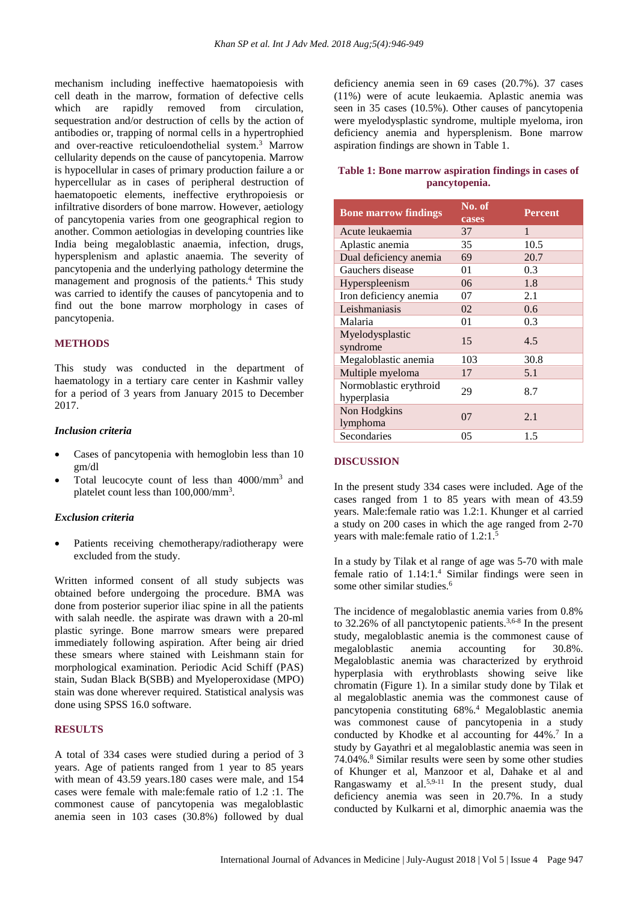mechanism including ineffective haematopoiesis with cell death in the marrow, formation of defective cells which are rapidly removed from circulation, sequestration and/or destruction of cells by the action of antibodies or, trapping of normal cells in a hypertrophied and over-reactive reticuloendothelial system.[3] Marrow cellularity depends on the cause of pancytopenia. Marrow is hypocellular in cases of primary production failure a or hypercellular as in cases of peripheral destruction of haematopoetic elements, ineffective erythropoiesis or infiltrative disorders of bone marrow. However, aetiology of pancytopenia varies from one geographical region to another. Common aetiologias in developing countries like India being megaloblastic anaemia, infection, drugs, hypersplenism and aplastic anaemia. The severity of pancytopenia and the underlying pathology determine the management and prognosis of the patients.[4] This study was carried to identify the causes of pancytopenia and to find out the bone marrow morphology in cases of pancytopenia.

## METHODS

This study was conducted in the department of haematology in a tertiary care center in Kashmir valley for a period of 3 years from January 2015 to December 2017.

### *Inclusion criteria*

- Cases of pancytopenia with hemoglobin less than 10 gm/dl
- Total leucocyte count of less than 4000/mm$^3$ and platelet count less than 100,000/mm$^3$.

### *Exclusion criteria*

- Patients receiving chemotherapy/radiotherapy were excluded from the study.

Written informed consent of all study subjects was obtained before undergoing the procedure. BMA was done from posterior superior iliac spine in all the patients with salah needle. the aspirate was drawn with a 20-ml plastic syringe. Bone marrow smears were prepared immediately following aspiration. After being air dried these smears where stained with Leishmann stain for morphological examination. Periodic Acid Schiff (PAS) stain, Sudan Black B(SBB) and Myeloperoxidase (MPO) stain was done wherever required. Statistical analysis was done using SPSS 16.0 software.

## RESULTS

A total of 334 cases were studied during a period of 3 years. Age of patients ranged from 1 year to 85 years with mean of 43.59 years.180 cases were male, and 154 cases were female with male:female ratio of 1.2 :1. The commonest cause of pancytopenia was megaloblastic anemia seen in 103 cases (30.8%) followed by dual deficiency anemia seen in 69 cases (20.7%). 37 cases (11%) were of acute leukaemia. Aplastic anemia was seen in 35 cases (10.5%). Other causes of pancytopenia were myelodysplastic syndrome, multiple myeloma, iron deficiency anemia and hypersplenism. Bone marrow aspiration findings are shown in Table 1.

**Table 1: Bone marrow aspiration findings in cases of pancytopenia.**

| Bone marrow findings | No. of cases | Percent |
|---|---|---|
| Acute leukaemia | 37 | 1 |
| Aplastic anemia | 35 | 10.5 |
| Dual deficiency anemia | 69 | 20.7 |
| Gauchers disease | 01 | 0.3 |
| Hyperspleenism | 06 | 1.8 |
| Iron deficiency anemia | 07 | 2.1 |
| Leishmaniasis | 02 | 0.6 |
| Malaria | 01 | 0.3 |
| Myelodysplastic syndrome | 15 | 4.5 |
| Megaloblastic anemia | 103 | 30.8 |
| Multiple myeloma | 17 | 5.1 |
| Normoblastic erythroid hyperplasia | 29 | 8.7 |
| Non Hodgkins lymphoma | 07 | 2.1 |
| Secondaries | 05 | 1.5 |

## DISCUSSION

In the present study 334 cases were included. Age of the cases ranged from 1 to 85 years with mean of 43.59 years. Male:female ratio was 1.2:1. Khunger et al carried a study on 200 cases in which the age ranged from 2-70 years with male:female ratio of 1.2:1.[5]

In a study by Tilak et al range of age was 5-70 with male female ratio of 1.14:1.[4] Similar findings were seen in some other similar studies.[6]

The incidence of megaloblastic anemia varies from 0.8% to 32.26% of all panctytopenic patients.[3,6-8] In the present study, megaloblastic anemia is the commonest cause of megaloblastic anemia accounting for 30.8%. Megaloblastic anemia was characterized by erythroid hyperplasia with erythroblasts showing seive like chromatin (Figure 1). In a similar study done by Tilak et al megaloblastic anemia was the commonest cause of pancytopenia constituting 68%.[4] Megaloblastic anemia was commonest cause of pancytopenia in a study conducted by Khodke et al accounting for 44%.[7] In a study by Gayathri et al megaloblastic anemia was seen in 74.04%.[8] Similar results were seen by some other studies of Khunger et al, Manzoor et al, Dahake et al and Rangaswamy et al.[5,9-11] In the present study, dual deficiency anemia was seen in 20.7%. In a study conducted by Kulkarni et al, dimorphic anaemia was the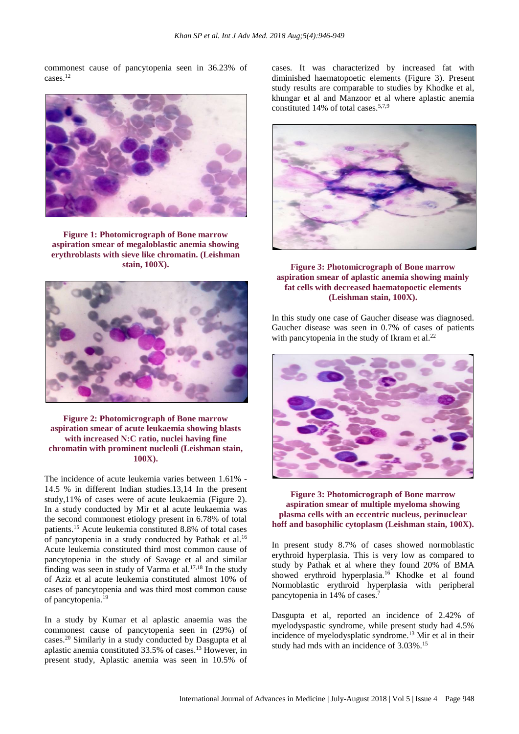commonest cause of pancytopenia seen in 36.23% of cases.[12]

**Figure 1: Photomicrograph of Bone marrow aspiration smear of megaloblastic anemia showing erythroblasts with sieve like chromatin. (Leishman stain, 100X).**

**Figure 2: Photomicrograph of Bone marrow aspiration smear of acute leukaemia showing blasts with increased N:C ratio, nuclei having fine chromatin with prominent nucleoli (Leishman stain, 100X).**

The incidence of acute leukemia varies between 1.61% - 14.5 % in different Indian studies.13,14 In the present study,11% of cases were of acute leukaemia (Figure 2). In a study conducted by Mir et al acute leukaemia was the second commonest etiology present in 6.78% of total patients.[15] Acute leukemia constituted 8.8% of total cases of pancytopenia in a study conducted by Pathak et al.[16] Acute leukemia constituted third most common cause of pancytopenia in the study of Savage et al and similar finding was seen in study of Varma et al.[17,18] In the study of Aziz et al acute leukemia constituted almost 10% of cases of pancytopenia and was third most common cause of pancytopenia.[19]

In a study by Kumar et al aplastic anaemia was the commonest cause of pancytopenia seen in (29%) of cases.[20] Similarly in a study conducted by Dasgupta et al aplastic anemia constituted 33.5% of cases.[13] However, in present study, Aplastic anemia was seen in 10.5% of cases. It was characterized by increased fat with diminished haematopoetic elements (Figure 3). Present study results are comparable to studies by Khodke et al, khungar et al and Manzoor et al where aplastic anemia constituted 14% of total cases.[5,7,9]

**Figure 3: Photomicrograph of Bone marrow aspiration smear of aplastic anemia showing mainly fat cells with decreased haematopoetic elements (Leishman stain, 100X).**

In this study one case of Gaucher disease was diagnosed. Gaucher disease was seen in 0.7% of cases of patients with pancytopenia in the study of Ikram et al.[22]

**Figure 3: Photomicrograph of Bone marrow aspiration smear of multiple myeloma showing plasma cells with an eccentric nucleus, perinuclear hoff and basophilic cytoplasm (Leishman stain, 100X).**

In present study 8.7% of cases showed normoblastic erythroid hyperplasia. This is very low as compared to study by Pathak et al where they found 20% of BMA showed erythroid hyperplasia.[16] Khodke et al found Normoblastic erythroid hyperplasia with peripheral pancytopenia in 14% of cases.[7]

Dasgupta et al, reported an incidence of 2.42% of myelodyspastic syndrome, while present study had 4.5% incidence of myelodysplatic syndrome.[13] Mir et al in their study had mds with an incidence of 3.03%.[15]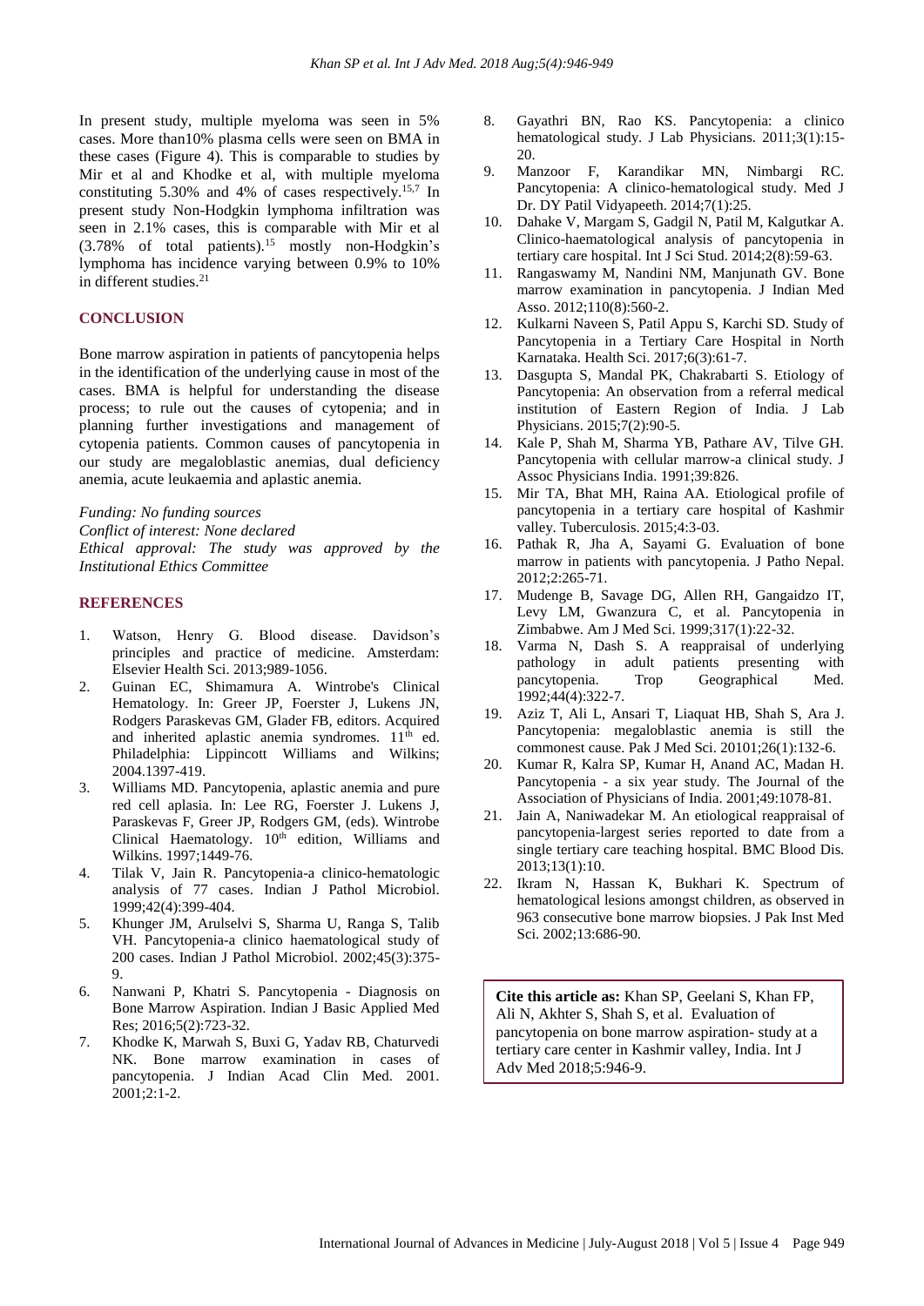In present study, multiple myeloma was seen in 5% cases. More than10% plasma cells were seen on BMA in these cases (Figure 4). This is comparable to studies by Mir et al and Khodke et al, with multiple myeloma constituting 5.30% and 4% of cases respectively.[15,7] In present study Non-Hodgkin lymphoma infiltration was seen in 2.1% cases, this is comparable with Mir et al (3.78% of total patients).[15] mostly non-Hodgkin's lymphoma has incidence varying between 0.9% to 10% in different studies.[21]

## CONCLUSION

Bone marrow aspiration in patients of pancytopenia helps in the identification of the underlying cause in most of the cases. BMA is helpful for understanding the disease process; to rule out the causes of cytopenia; and in planning further investigations and management of cytopenia patients. Common causes of pancytopenia in our study are megaloblastic anemias, dual deficiency anemia, acute leukaemia and aplastic anemia.

*Funding: No funding sources*
*Conflict of interest: None declared*
*Ethical approval: The study was approved by the Institutional Ethics Committee*

## REFERENCES

1. Watson, Henry G. Blood disease. Davidson's principles and practice of medicine. Amsterdam: Elsevier Health Sci. 2013;989-1056.
2. Guinan EC, Shimamura A. Wintrobe's Clinical Hematology. In: Greer JP, Foerster J, Lukens JN, Rodgers Paraskevas GM, Glader FB, editors. Acquired and inherited aplastic anemia syndromes. 11th ed. Philadelphia: Lippincott Williams and Wilkins; 2004.1397-419.
3. Williams MD. Pancytopenia, aplastic anemia and pure red cell aplasia. In: Lee RG, Foerster J. Lukens J, Paraskevas F, Greer JP, Rodgers GM, (eds). Wintrobe Clinical Haematology. 10th edition, Williams and Wilkins. 1997;1449-76.
4. Tilak V, Jain R. Pancytopenia-a clinico-hematologic analysis of 77 cases. Indian J Pathol Microbiol. 1999;42(4):399-404.
5. Khunger JM, Arulselvi S, Sharma U, Ranga S, Talib VH. Pancytopenia-a clinico haematological study of 200 cases. Indian J Pathol Microbiol. 2002;45(3):375-9.
6. Nanwani P, Khatri S. Pancytopenia - Diagnosis on Bone Marrow Aspiration. Indian J Basic Applied Med Res; 2016;5(2):723-32.
7. Khodke K, Marwah S, Buxi G, Yadav RB, Chaturvedi NK. Bone marrow examination in cases of pancytopenia. J Indian Acad Clin Med. 2001. 2001;2:1-2.
8. Gayathri BN, Rao KS. Pancytopenia: a clinico hematological study. J Lab Physicians. 2011;3(1):15-20.
9. Manzoor F, Karandikar MN, Nimbargi RC. Pancytopenia: A clinico-hematological study. Med J Dr. DY Patil Vidyapeeth. 2014;7(1):25.
10. Dahake V, Margam S, Gadgil N, Patil M, Kalgutkar A. Clinico-haematological analysis of pancytopenia in tertiary care hospital. Int J Sci Stud. 2014;2(8):59-63.
11. Rangaswamy M, Nandini NM, Manjunath GV. Bone marrow examination in pancytopenia. J Indian Med Asso. 2012;110(8):560-2.
12. Kulkarni Naveen S, Patil Appu S, Karchi SD. Study of Pancytopenia in a Tertiary Care Hospital in North Karnataka. Health Sci. 2017;6(3):61-7.
13. Dasgupta S, Mandal PK, Chakrabarti S. Etiology of Pancytopenia: An observation from a referral medical institution of Eastern Region of India. J Lab Physicians. 2015;7(2):90-5.
14. Kale P, Shah M, Sharma YB, Pathare AV, Tilve GH. Pancytopenia with cellular marrow-a clinical study. J Assoc Physicians India. 1991;39:826.
15. Mir TA, Bhat MH, Raina AA. Etiological profile of pancytopenia in a tertiary care hospital of Kashmir valley. Tuberculosis. 2015;4:3-03.
16. Pathak R, Jha A, Sayami G. Evaluation of bone marrow in patients with pancytopenia. J Patho Nepal. 2012;2:265-71.
17. Mudenge B, Savage DG, Allen RH, Gangaidzo IT, Levy LM, Gwanzura C, et al. Pancytopenia in Zimbabwe. Am J Med Sci. 1999;317(1):22-32.
18. Varma N, Dash S. A reappraisal of underlying pathology in adult patients presenting with pancytopenia. Trop Geographical Med. 1992;44(4):322-7.
19. Aziz T, Ali L, Ansari T, Liaquat HB, Shah S, Ara J. Pancytopenia: megaloblastic anemia is still the commonest cause. Pak J Med Sci. 20101;26(1):132-6.
20. Kumar R, Kalra SP, Kumar H, Anand AC, Madan H. Pancytopenia - a six year study. The Journal of the Association of Physicians of India. 2001;49:1078-81.
21. Jain A, Naniwadekar M. An etiological reappraisal of pancytopenia-largest series reported to date from a single tertiary care teaching hospital. BMC Blood Dis. 2013;13(1):10.
22. Ikram N, Hassan K, Bukhari K. Spectrum of hematological lesions amongst children, as observed in 963 consecutive bone marrow biopsies. J Pak Inst Med Sci. 2002;13:686-90.

**Cite this article as:** Khan SP, Geelani S, Khan FP, Ali N, Akhter S, Shah S, et al. Evaluation of pancytopenia on bone marrow aspiration- study at a tertiary care center in Kashmir valley, India. Int J Adv Med 2018;5:946-9.